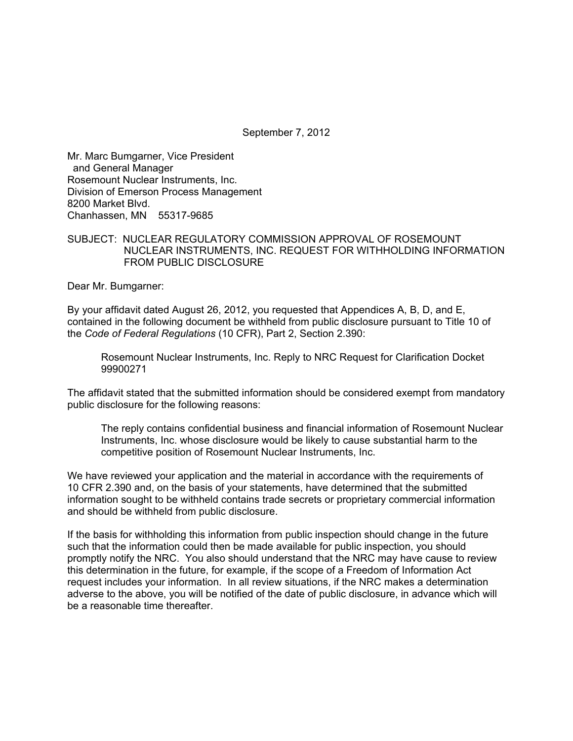September 7, 2012

Mr. Marc Bumgarner, Vice President
and General Manager
Rosemount Nuclear Instruments, Inc.
Division of Emerson Process Management
8200 Market Blvd.
Chanhassen, MN 55317-9685

SUBJECT: NUCLEAR REGULATORY COMMISSION APPROVAL OF ROSEMOUNT NUCLEAR INSTRUMENTS, INC. REQUEST FOR WITHHOLDING INFORMATION FROM PUBLIC DISCLOSURE

Dear Mr. Bumgarner:

By your affidavit dated August 26, 2012, you requested that Appendices A, B, D, and E, contained in the following document be withheld from public disclosure pursuant to Title 10 of the *Code of Federal Regulations* (10 CFR), Part 2, Section 2.390:

> Rosemount Nuclear Instruments, Inc. Reply to NRC Request for Clarification Docket 99900271

The affidavit stated that the submitted information should be considered exempt from mandatory public disclosure for the following reasons:

> The reply contains confidential business and financial information of Rosemount Nuclear Instruments, Inc. whose disclosure would be likely to cause substantial harm to the competitive position of Rosemount Nuclear Instruments, Inc.

We have reviewed your application and the material in accordance with the requirements of 10 CFR 2.390 and, on the basis of your statements, have determined that the submitted information sought to be withheld contains trade secrets or proprietary commercial information and should be withheld from public disclosure.

If the basis for withholding this information from public inspection should change in the future such that the information could then be made available for public inspection, you should promptly notify the NRC. You also should understand that the NRC may have cause to review this determination in the future, for example, if the scope of a Freedom of Information Act request includes your information. In all review situations, if the NRC makes a determination adverse to the above, you will be notified of the date of public disclosure, in advance which will be a reasonable time thereafter.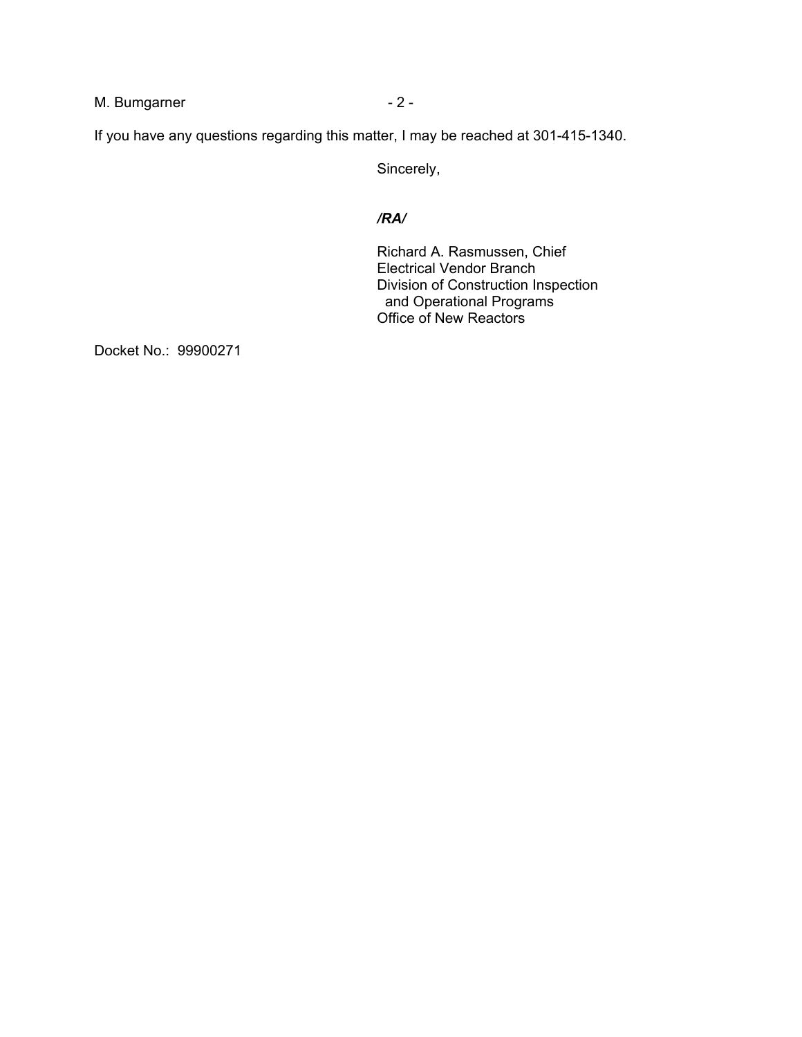If you have any questions regarding this matter, I may be reached at 301-415-1340.

Sincerely,

***/RA/***

Richard A. Rasmussen, Chief
Electrical Vendor Branch
Division of Construction Inspection
and Operational Programs
Office of New Reactors

Docket No.: 99900271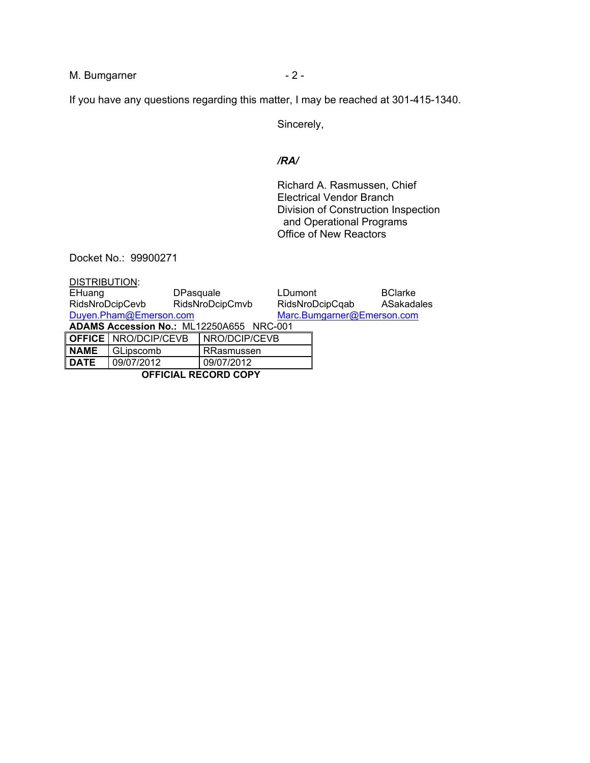If you have any questions regarding this matter, I may be reached at 301-415-1340.

Sincerely,

*/RA/*

Richard A. Rasmussen, Chief
Electrical Vendor Branch
Division of Construction Inspection
and Operational Programs
Office of New Reactors

Docket No.: 99900271

DISTRIBUTION:

| | | | |
|---|---|---|---|
| EHuang | DPasquale | LDumont | BClarke |
| RidsNroDcipCevb | RidsNroDcipCmvb | RidsNroDcipCqab | ASakadales |
| Duyen.Pham@Emerson.com | | Marc.Bumgarner@Emerson.com | |

**ADAMS Accession No.:** ML12250A655 NRC-001

| **OFFICE** | NRO/DCIP/CEVB | NRO/DCIP/CEVB |
|---|---|---|
| **NAME** | GLipscomb | RRasmussen |
| **DATE** | 09/07/2012 | 09/07/2012 |

**OFFICIAL RECORD COPY**